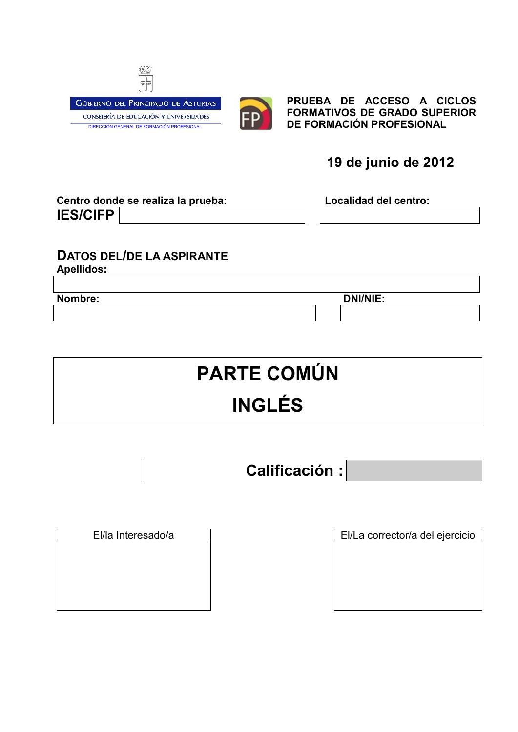GOBIERNO DEL PRINCIPADO DE ASTURIAS

CONSEJERÍA DE EDUCACIÓN Y UNIVERSIDADES

DIRECCIÓN GENERAL DE FORMACIÓN PROFESIONAL

**PRUEBA DE ACCESO A CICLOS FORMATIVOS DE GRADO SUPERIOR DE FORMACIÓN PROFESIONAL**

**19 de junio de 2012**

| **Centro donde se realiza la prueba:** | **Localidad del centro:** |
|---|---|
| **IES/CIFP** | |

## DATOS DEL/DE LA ASPIRANTE

**Apellidos:**

| **Nombre:** | **DNI/NIE:** |
|---|---|
| | |

# PARTE COMÚN

# INGLÉS

| **Calificación :** | |
|---|---|

| El/la Interesado/a | El/La corrector/a del ejercicio |
|---|---|
| | |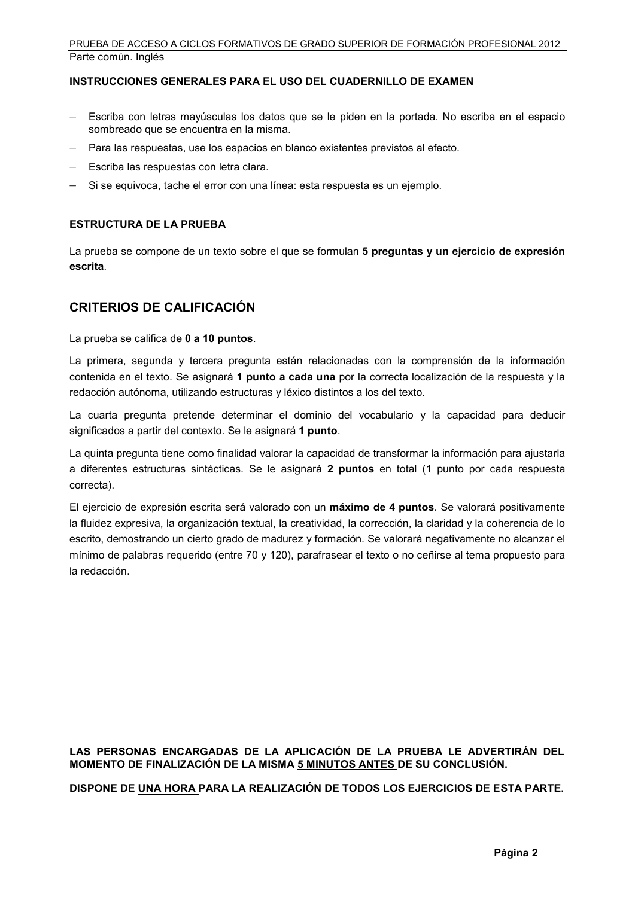**INSTRUCCIONES GENERALES PARA EL USO DEL CUADERNILLO DE EXAMEN**

- Escriba con letras mayúsculas los datos que se le piden en la portada. No escriba en el espacio sombreado que se encuentra en la misma.
- Para las respuestas, use los espacios en blanco existentes previstos al efecto.
- Escriba las respuestas con letra clara.
- Si se equivoca, tache el error con una línea: ~~esta respuesta es un ejemplo~~.

**ESTRUCTURA DE LA PRUEBA**

La prueba se compone de un texto sobre el que se formulan **5 preguntas y un ejercicio de expresión escrita**.

## CRITERIOS DE CALIFICACIÓN

La prueba se califica de **0 a 10 puntos**.

La primera, segunda y tercera pregunta están relacionadas con la comprensión de la información contenida en el texto. Se asignará **1 punto a cada una** por la correcta localización de la respuesta y la redacción autónoma, utilizando estructuras y léxico distintos a los del texto.

La cuarta pregunta pretende determinar el dominio del vocabulario y la capacidad para deducir significados a partir del contexto. Se le asignará **1 punto**.

La quinta pregunta tiene como finalidad valorar la capacidad de transformar la información para ajustarla a diferentes estructuras sintácticas. Se le asignará **2 puntos** en total (1 punto por cada respuesta correcta).

El ejercicio de expresión escrita será valorado con un **máximo de 4 puntos**. Se valorará positivamente la fluidez expresiva, la organización textual, la creatividad, la corrección, la claridad y la coherencia de lo escrito, demostrando un cierto grado de madurez y formación. Se valorará negativamente no alcanzar el mínimo de palabras requerido (entre 70 y 120), parafrasear el texto o no ceñirse al tema propuesto para la redacción.

**LAS PERSONAS ENCARGADAS DE LA APLICACIÓN DE LA PRUEBA LE ADVERTIRÁN DEL MOMENTO DE FINALIZACIÓN DE LA MISMA 5 MINUTOS ANTES DE SU CONCLUSIÓN.**

**DISPONE DE UNA HORA PARA LA REALIZACIÓN DE TODOS LOS EJERCICIOS DE ESTA PARTE.**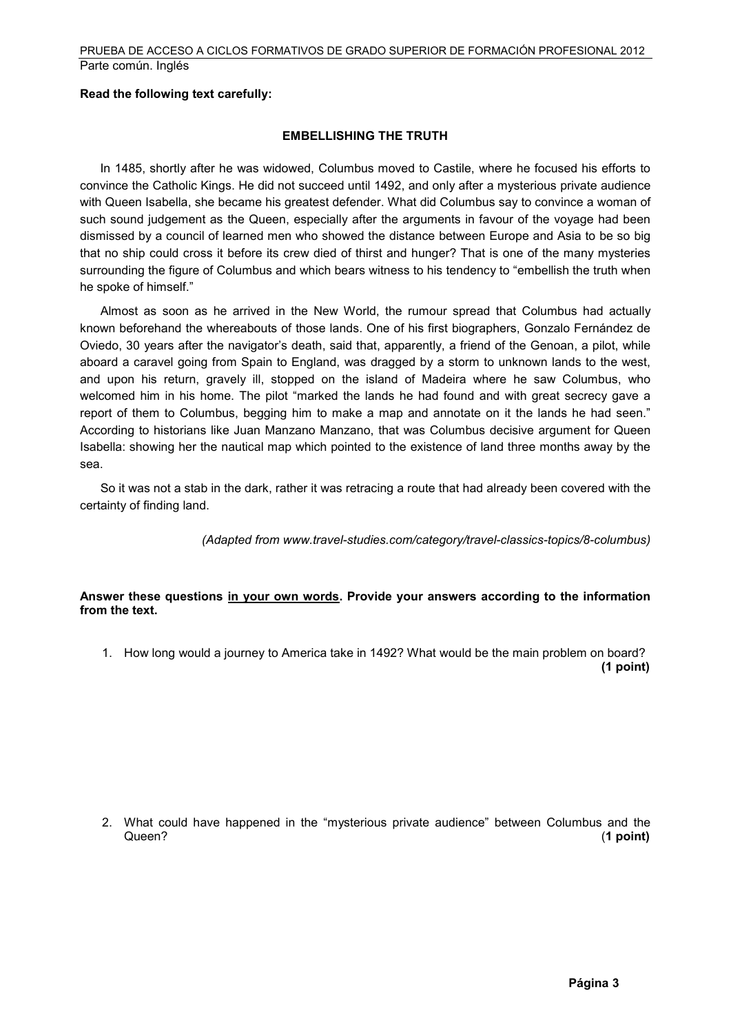**Read the following text carefully:**

**EMBELLISHING THE TRUTH**

In 1485, shortly after he was widowed, Columbus moved to Castile, where he focused his efforts to convince the Catholic Kings. He did not succeed until 1492, and only after a mysterious private audience with Queen Isabella, she became his greatest defender. What did Columbus say to convince a woman of such sound judgement as the Queen, especially after the arguments in favour of the voyage had been dismissed by a council of learned men who showed the distance between Europe and Asia to be so big that no ship could cross it before its crew died of thirst and hunger? That is one of the many mysteries surrounding the figure of Columbus and which bears witness to his tendency to "embellish the truth when he spoke of himself."

Almost as soon as he arrived in the New World, the rumour spread that Columbus had actually known beforehand the whereabouts of those lands. One of his first biographers, Gonzalo Fernández de Oviedo, 30 years after the navigator's death, said that, apparently, a friend of the Genoan, a pilot, while aboard a caravel going from Spain to England, was dragged by a storm to unknown lands to the west, and upon his return, gravely ill, stopped on the island of Madeira where he saw Columbus, who welcomed him in his home. The pilot "marked the lands he had found and with great secrecy gave a report of them to Columbus, begging him to make a map and annotate on it the lands he had seen." According to historians like Juan Manzano Manzano, that was Columbus decisive argument for Queen Isabella: showing her the nautical map which pointed to the existence of land three months away by the sea.

So it was not a stab in the dark, rather it was retracing a route that had already been covered with the certainty of finding land.

*(Adapted from www.travel-studies.com/category/travel-classics-topics/8-columbus)*

**Answer these questions** <u>**in your own words**</u>**. Provide your answers according to the information from the text.**

1. How long would a journey to America take in 1492? What would be the main problem on board? **(1 point)**

2. What could have happened in the "mysterious private audience" between Columbus and the Queen? **(1 point)**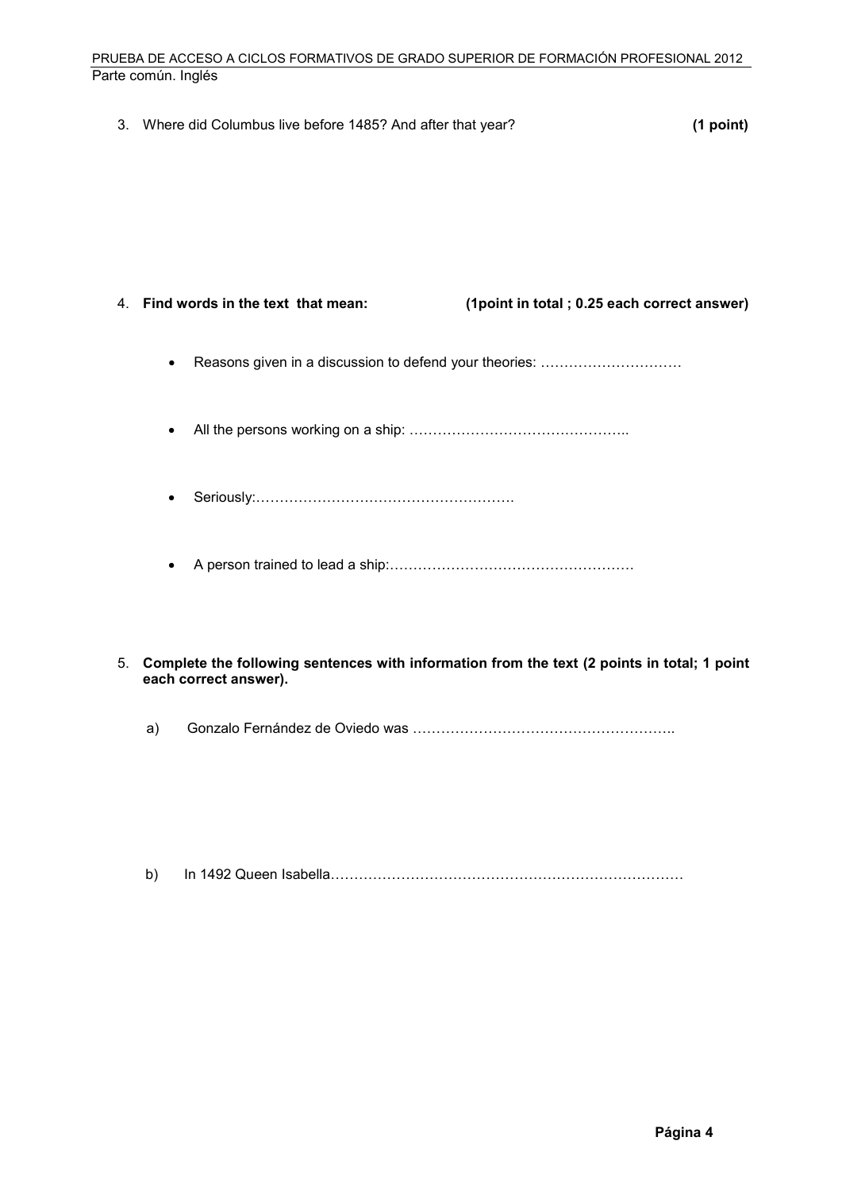3. Where did Columbus live before 1485? And after that year? **(1 point)**

4. **Find words in the text that mean: (1point in total ; 0.25 each correct answer)**

   - Reasons given in a discussion to defend your theories: …………………………
   - All the persons working on a ship: ………………………………………..
   - Seriously:……………………………………………….
   - A person trained to lead a ship:……………………………………………

5. **Complete the following sentences with information from the text (2 points in total; 1 point each correct answer).**

   a) Gonzalo Fernández de Oviedo was ………………………………………………..

   b) In 1492 Queen Isabella…………………………………………………………………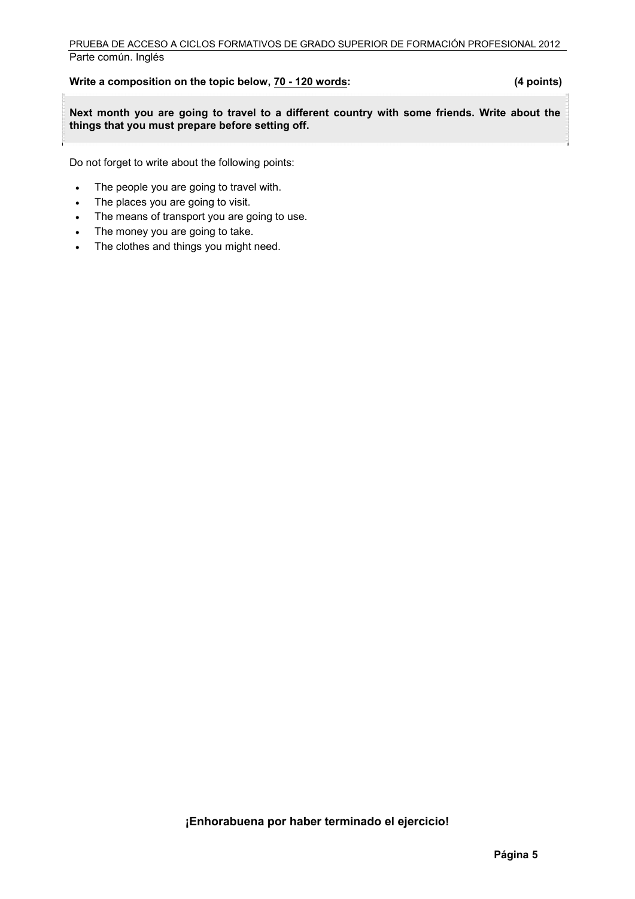**Write a composition on the topic below, <u>70 - 120 words</u>: (4 points)**

**Next month you are going to travel to a different country with some friends. Write about the things that you must prepare before setting off.**

Do not forget to write about the following points:

- The people you are going to travel with.
- The places you are going to visit.
- The means of transport you are going to use.
- The money you are going to take.
- The clothes and things you might need.

**¡Enhorabuena por haber terminado el ejercicio!**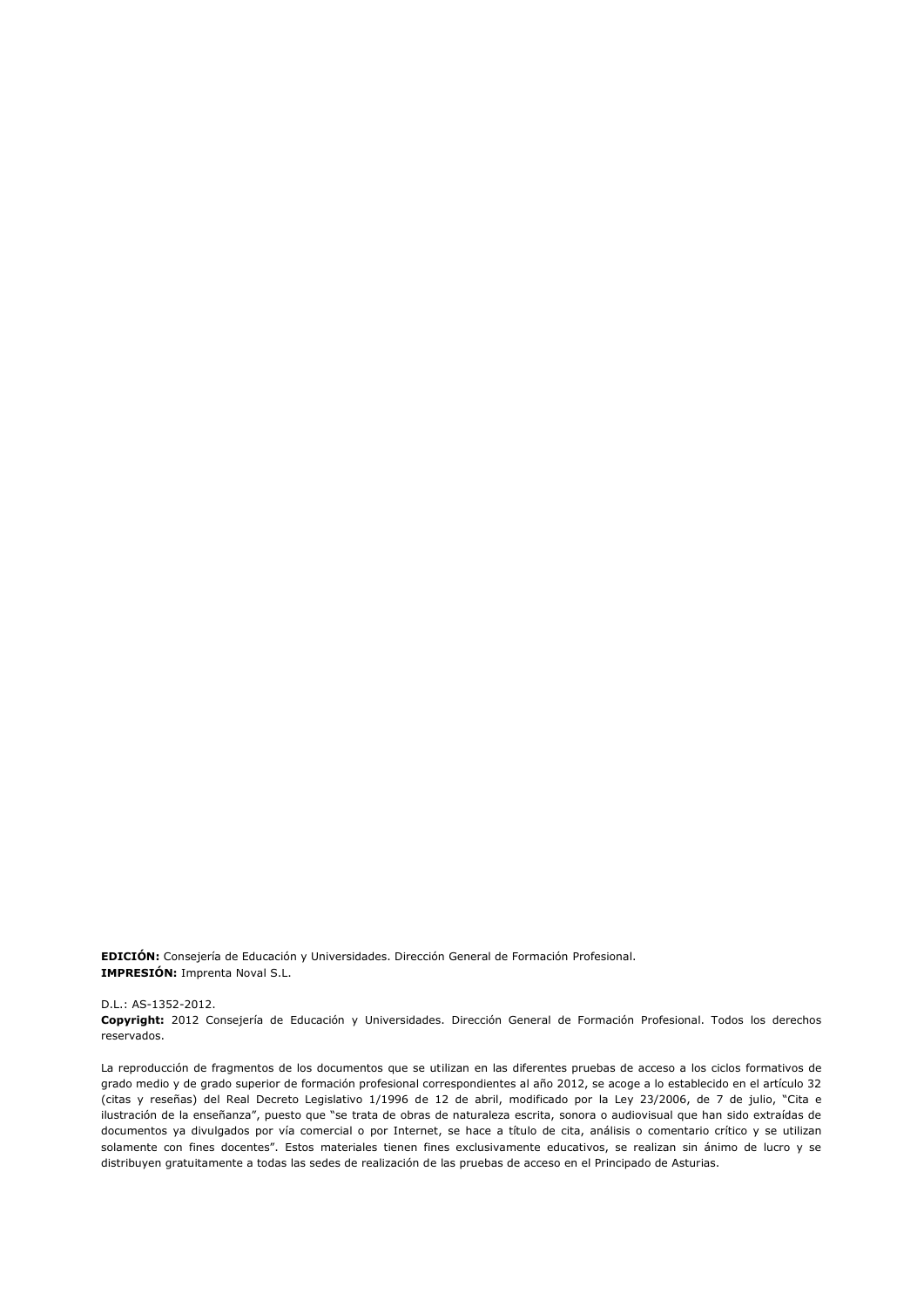**EDICIÓN:** Consejería de Educación y Universidades. Dirección General de Formación Profesional.
**IMPRESIÓN:** Imprenta Noval S.L.

D.L.: AS-1352-2012.
**Copyright:** 2012 Consejería de Educación y Universidades. Dirección General de Formación Profesional. Todos los derechos reservados.

La reproducción de fragmentos de los documentos que se utilizan en las diferentes pruebas de acceso a los ciclos formativos de grado medio y de grado superior de formación profesional correspondientes al año 2012, se acoge a lo establecido en el artículo 32 (citas y reseñas) del Real Decreto Legislativo 1/1996 de 12 de abril, modificado por la Ley 23/2006, de 7 de julio, "Cita e ilustración de la enseñanza", puesto que "se trata de obras de naturaleza escrita, sonora o audiovisual que han sido extraídas de documentos ya divulgados por vía comercial o por Internet, se hace a título de cita, análisis o comentario crítico y se utilizan solamente con fines docentes". Estos materiales tienen fines exclusivamente educativos, se realizan sin ánimo de lucro y se distribuyen gratuitamente a todas las sedes de realización de las pruebas de acceso en el Principado de Asturias.